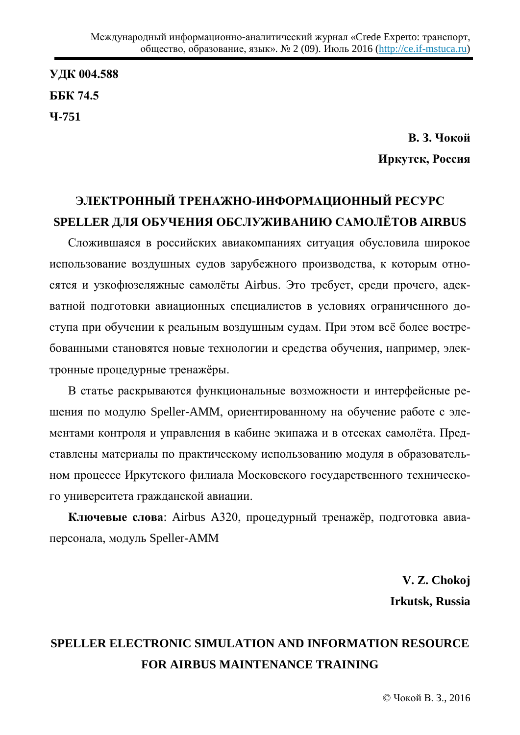**УДК 004.588**

**ББК 74.5**

**Ч-751**

**В. З. Чокой**

**Иркутск, Россия**

# ЭЛЕКТРОННЫЙ ТРЕНАЖНО-ИНФОРМАЦИОННЫЙ РЕСУРС SPELLER ДЛЯ ОБУЧЕНИЯ ОБСЛУЖИВАНИЮ САМОЛЁТОВ AIRBUS

Сложившаяся в российских авиакомпаниях ситуация обусловила широкое использование воздушных судов зарубежного производства, к которым относятся и узкофюзеляжные самолёты Airbus. Это требует, среди прочего, адекватной подготовки авиационных специалистов в условиях ограниченного доступа при обучении к реальным воздушным судам. При этом всё более востребованными становятся новые технологии и средства обучения, например, электронные процедурные тренажёры.

В статье раскрываются функциональные возможности и интерфейсные решения по модулю Speller-AMM, ориентированному на обучение работе с элементами контроля и управления в кабине экипажа и в отсеках самолёта. Представлены материалы по практическому использованию модуля в образовательном процессе Иркутского филиала Московского государственного технического университета гражданской авиации.

**Ключевые слова**: Airbus A320, процедурный тренажёр, подготовка авиаперсонала, модуль Speller-AMM

**V. Z. Chokoj**

**Irkutsk, Russia**

# SPELLER ELECTRONIC SIMULATION AND INFORMATION RESOURCE FOR AIRBUS MAINTENANCE TRAINING

© Чокой В. З., 2016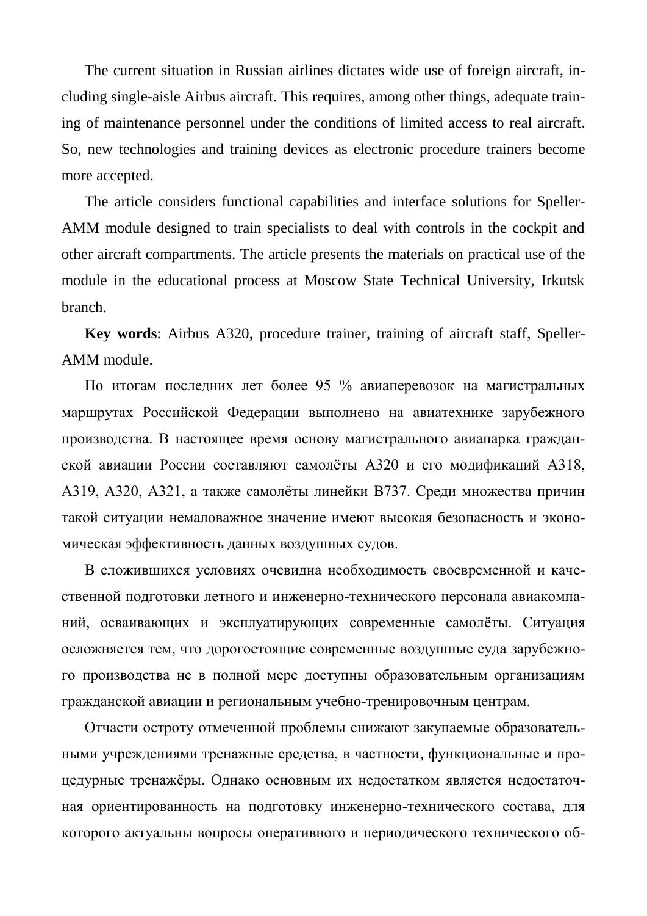The current situation in Russian airlines dictates wide use of foreign aircraft, including single-aisle Airbus aircraft. This requires, among other things, adequate training of maintenance personnel under the conditions of limited access to real aircraft. So, new technologies and training devices as electronic procedure trainers become more accepted.

The article considers functional capabilities and interface solutions for Speller-AMM module designed to train specialists to deal with controls in the cockpit and other aircraft compartments. The article presents the materials on practical use of the module in the educational process at Moscow State Technical University, Irkutsk branch.

**Key words**: Airbus A320, procedure trainer, training of aircraft staff, Speller-AMM module.

По итогам последних лет более 95 % авиаперевозок на магистральных маршрутах Российской Федерации выполнено на авиатехнике зарубежного производства. В настоящее время основу магистрального авиапарка гражданской авиации России составляют самолёты А320 и его модификаций А318, А319, А320, А321, а также самолёты линейки В737. Среди множества причин такой ситуации немаловажное значение имеют высокая безопасность и экономическая эффективность данных воздушных судов.

В сложившихся условиях очевидна необходимость своевременной и качественной подготовки летного и инженерно-технического персонала авиакомпаний, осваивающих и эксплуатирующих современные самолёты. Ситуация осложняется тем, что дорогостоящие современные воздушные суда зарубежного производства не в полной мере доступны образовательным организациям гражданской авиации и региональным учебно-тренировочным центрам.

Отчасти остроту отмеченной проблемы снижают закупаемые образовательными учреждениями тренажные средства, в частности, функциональные и процедурные тренажёры. Однако основным их недостатком является недостаточная ориентированность на подготовку инженерно-технического состава, для которого актуальны вопросы оперативного и периодического технического об-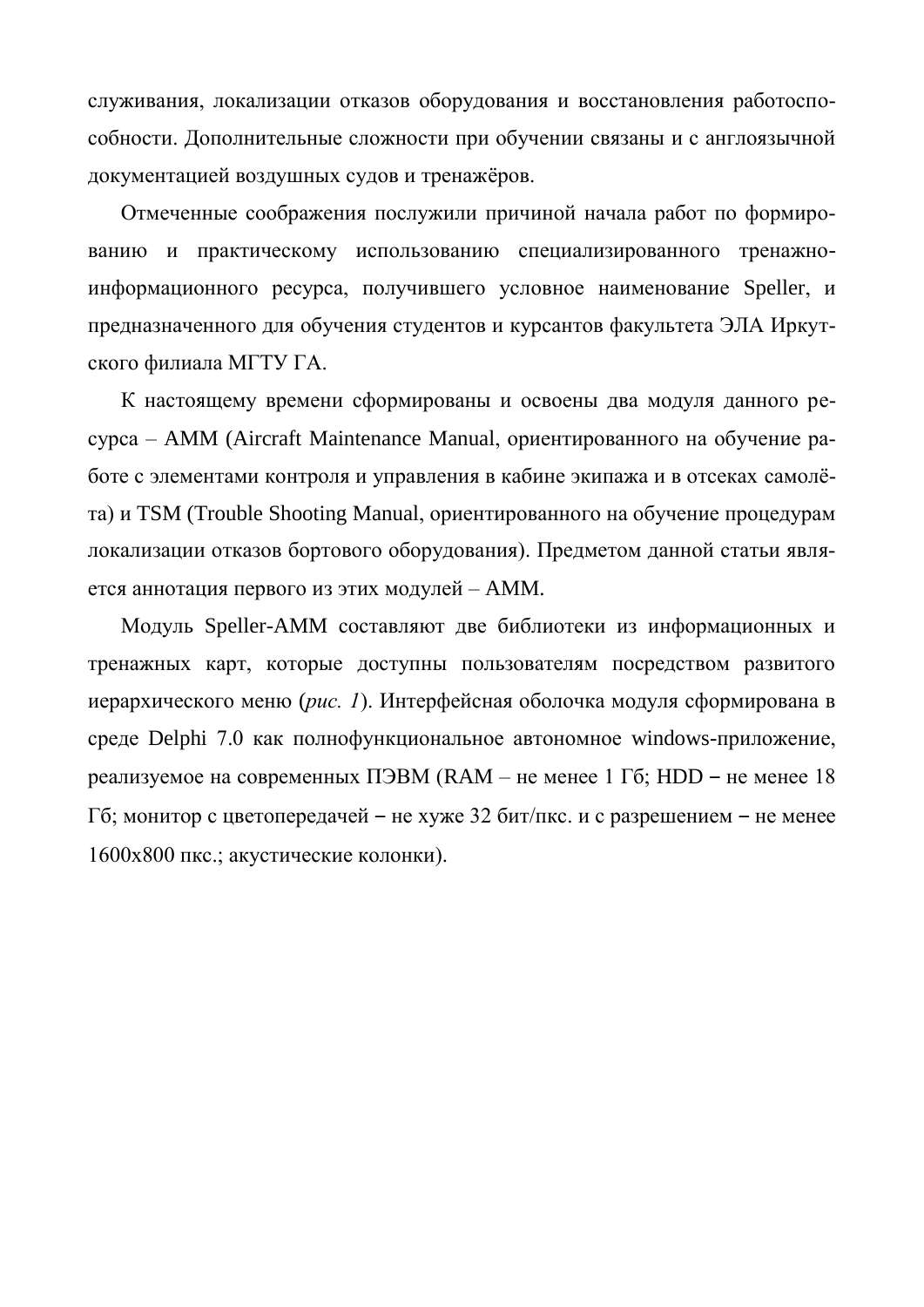служивания, локализации отказов оборудования и восстановления работоспособности. Дополнительные сложности при обучении связаны и с англоязычной документацией воздушных судов и тренажёров.

Отмеченные соображения послужили причиной начала работ по формированию и практическому использованию специализированного тренажно-информационного ресурса, получившего условное наименование Speller, и предназначенного для обучения студентов и курсантов факультета ЭЛА Иркутского филиала МГТУ ГА.

К настоящему времени сформированы и освоены два модуля данного ресурса – AMM (Aircraft Maintenance Manual, ориентированного на обучение работе с элементами контроля и управления в кабине экипажа и в отсеках самолёта) и TSM (Trouble Shooting Manual, ориентированного на обучение процедурам локализации отказов бортового оборудования). Предметом данной статьи является аннотация первого из этих модулей – AMM.

Модуль Speller-AMM составляют две библиотеки из информационных и тренажных карт, которые доступны пользователям посредством развитого иерархического меню (*рис. 1*). Интерфейсная оболочка модуля сформирована в среде Delphi 7.0 как полнофункциональное автономное windows-приложение, реализуемое на современных ПЭВМ (RAM – не менее 1 Гб; HDD – не менее 18 Гб; монитор с цветопередачей – не хуже 32 бит/пкс. и с разрешением – не менее 1600х800 пкс.; акустические колонки).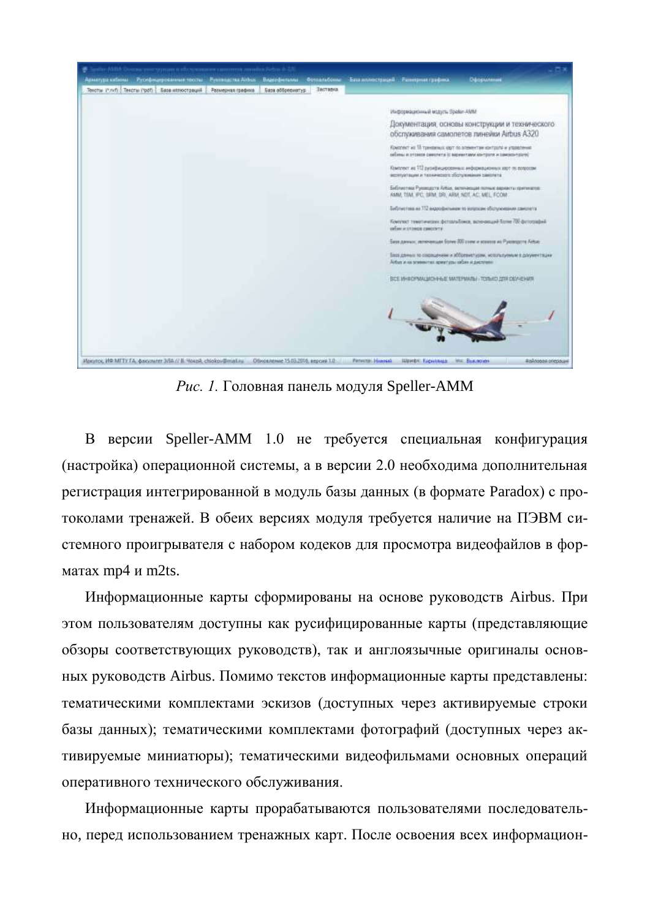*Рис. 1.* Головная панель модуля Speller-AMM

В версии Speller-AMM 1.0 не требуется специальная конфигурация (настройка) операционной системы, а в версии 2.0 необходима дополнительная регистрация интегрированной в модуль базы данных (в формате Paradox) с протоколами тренажей. В обеих версиях модуля требуется наличие на ПЭВМ системного проигрывателя с набором кодеков для просмотра видеофайлов в форматах mp4 и m2ts.

Информационные карты сформированы на основе руководств Airbus. При этом пользователям доступны как русифицированные карты (представляющие обзоры соответствующих руководств), так и англоязычные оригиналы основных руководств Airbus. Помимо текстов информационные карты представлены: тематическими комплектами эскизов (доступных через активируемые строки базы данных); тематическими комплектами фотографий (доступных через активируемые миниатюры); тематическими видеофильмами основных операций оперативного технического обслуживания.

Информационные карты прорабатываются пользователями последовательно, перед использованием тренажных карт. После освоения всех информацион-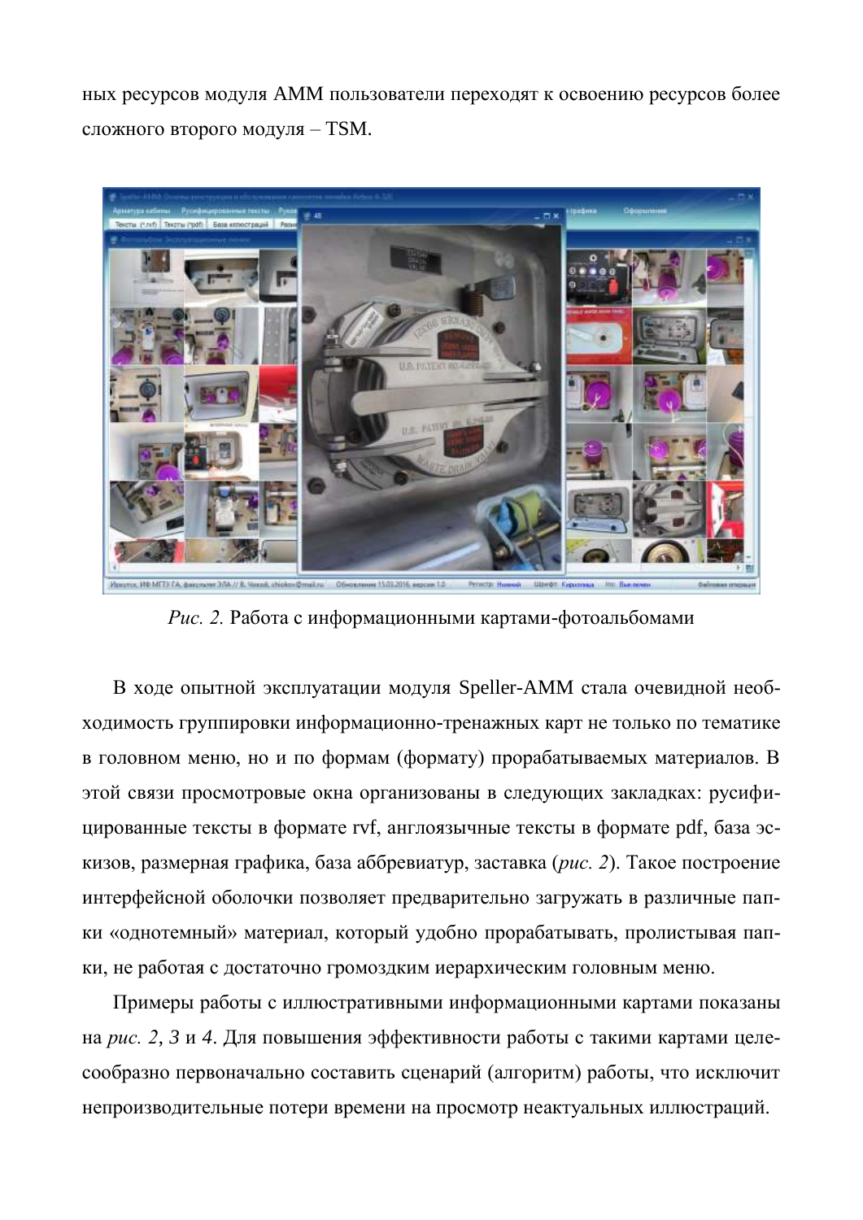ных ресурсов модуля AMM пользователи переходят к освоению ресурсов более сложного второго модуля – TSM.

*Рис. 2.* Работа с информационными картами-фотоальбомами

В ходе опытной эксплуатации модуля Speller-AMM стала очевидной необходимость группировки информационно-тренажных карт не только по тематике в головном меню, но и по формам (формату) прорабатываемых материалов. В этой связи просмотровые окна организованы в следующих закладках: русифицированные тексты в формате rvf, англоязычные тексты в формате pdf, база эскизов, размерная графика, база аббревиатур, заставка (*рис. 2*). Такое построение интерфейсной оболочки позволяет предварительно загружать в различные папки «однотемный» материал, который удобно прорабатывать, пролистывая папки, не работая с достаточно громоздким иерархическим головным меню.

Примеры работы с иллюстративными информационными картами показаны на *рис. 2*, *3* и *4*. Для повышения эффективности работы с такими картами целесообразно первоначально составить сценарий (алгоритм) работы, что исключит непроизводительные потери времени на просмотр неактуальных иллюстраций.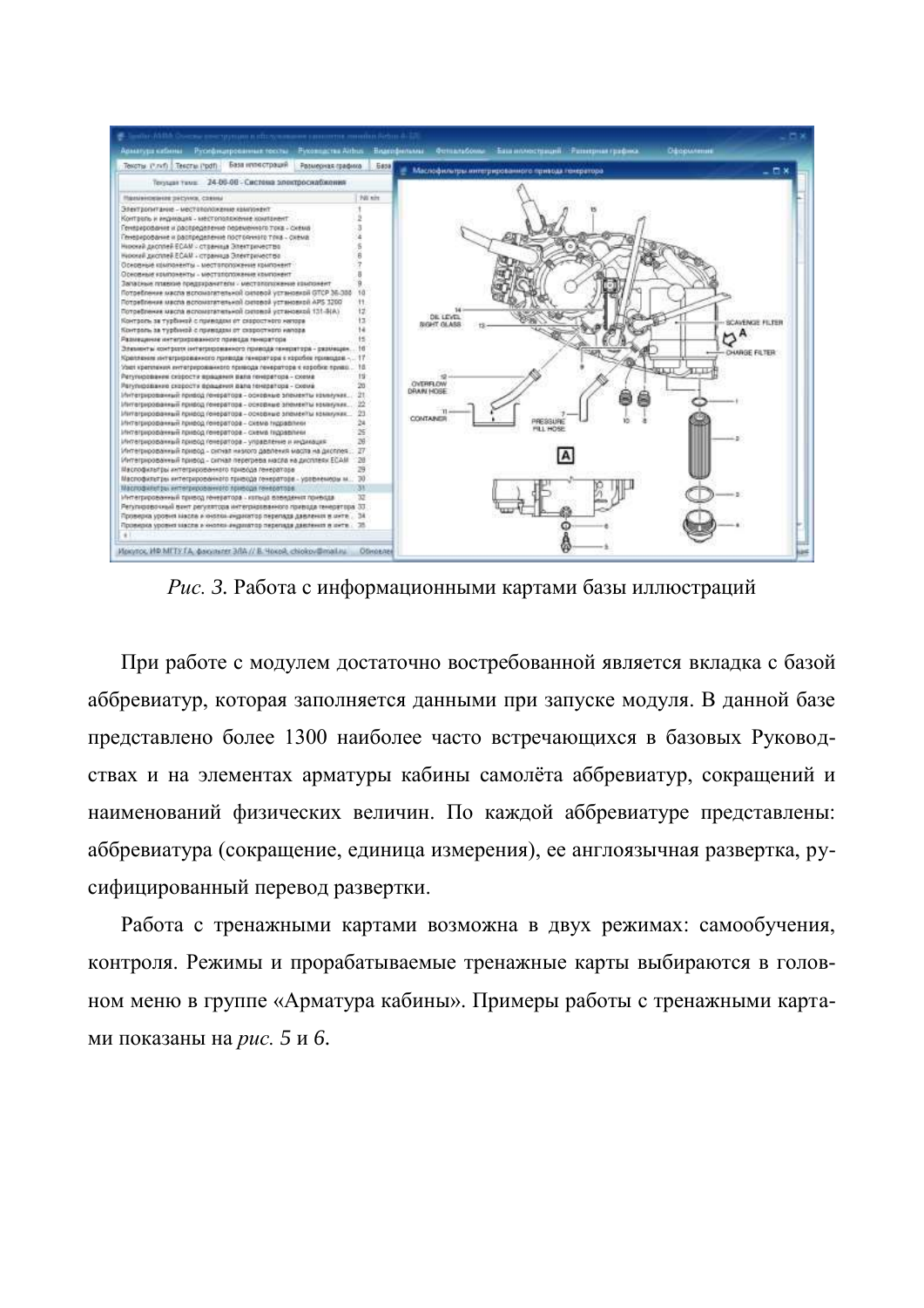*Рис. 3.* Работа с информационными картами базы иллюстраций

При работе с модулем достаточно востребованной является вкладка с базой аббревиатур, которая заполняется данными при запуске модуля. В данной базе представлено более 1300 наиболее часто встречающихся в базовых Руководствах и на элементах арматуры кабины самолёта аббревиатур, сокращений и наименований физических величин. По каждой аббревиатуре представлены: аббревиатура (сокращение, единица измерения), ее англоязычная развертка, русифицированный перевод развертки.

Работа с тренажными картами возможна в двух режимах: самообучения, контроля. Режимы и прорабатываемые тренажные карты выбираются в головном меню в группе «Арматура кабины». Примеры работы с тренажными картами показаны на *рис. 5* и *6*.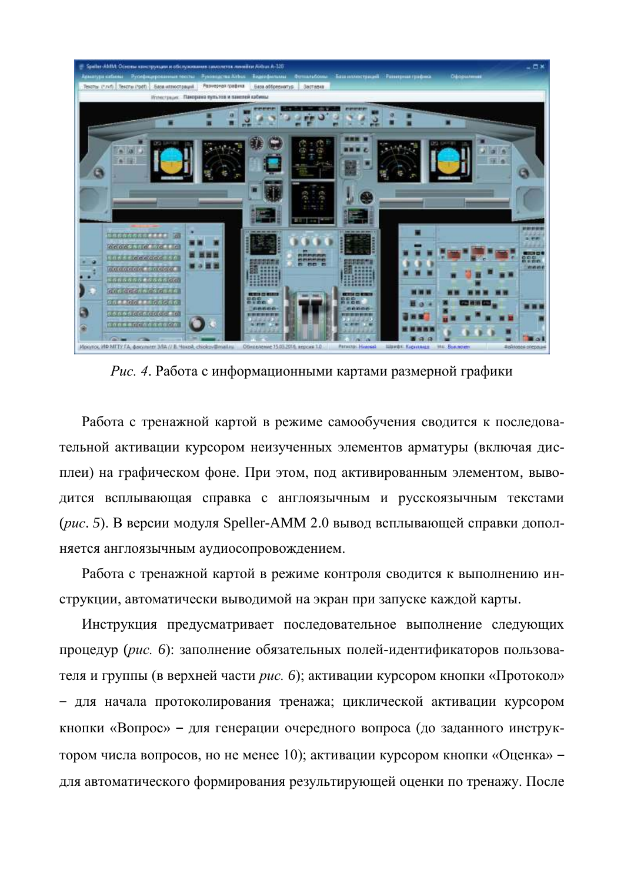*Рис. 4*. Работа с информационными картами размерной графики

Работа с тренажной картой в режиме самообучения сводится к последовательной активации курсором неизученных элементов арматуры (включая дисплеи) на графическом фоне. При этом, под активированным элементом, выводится всплывающая справка с англоязычным и русскоязычным текстами (*рис. 5*). В версии модуля Speller-AMM 2.0 вывод всплывающей справки дополняется англоязычным аудиосопровождением.

Работа с тренажной картой в режиме контроля сводится к выполнению инструкции, автоматически выводимой на экран при запуске каждой карты.

Инструкция предусматривает последовательное выполнение следующих процедур (*рис. 6*): заполнение обязательных полей-идентификаторов пользователя и группы (в верхней части *рис. 6*); активации курсором кнопки «Протокол» – для начала протоколирования тренажа; циклической активации курсором кнопки «Вопрос» – для генерации очередного вопроса (до заданного инструктором числа вопросов, но не менее 10); активации курсором кнопки «Оценка» – для автоматического формирования результирующей оценки по тренажу. После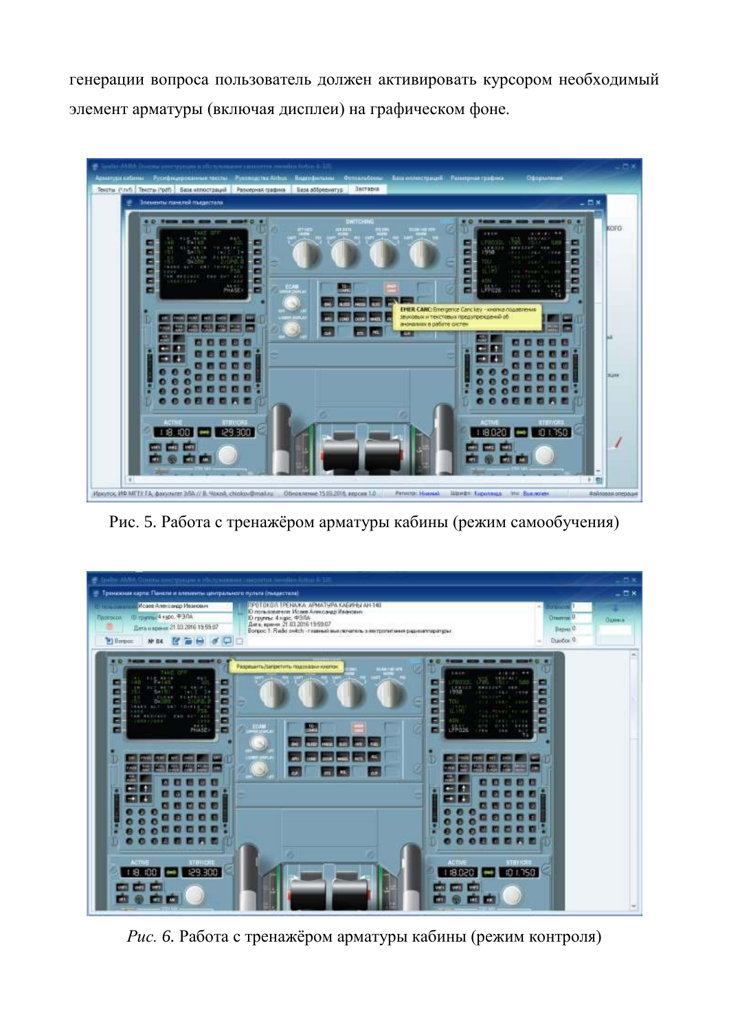генерации вопроса пользователь должен активировать курсором необходимый элемент арматуры (включая дисплеи) на графическом фоне.

Рис. 5. Работа с тренажёром арматуры кабины (режим самообучения)

*Рис. 6.* Работа с тренажёром арматуры кабины (режим контроля)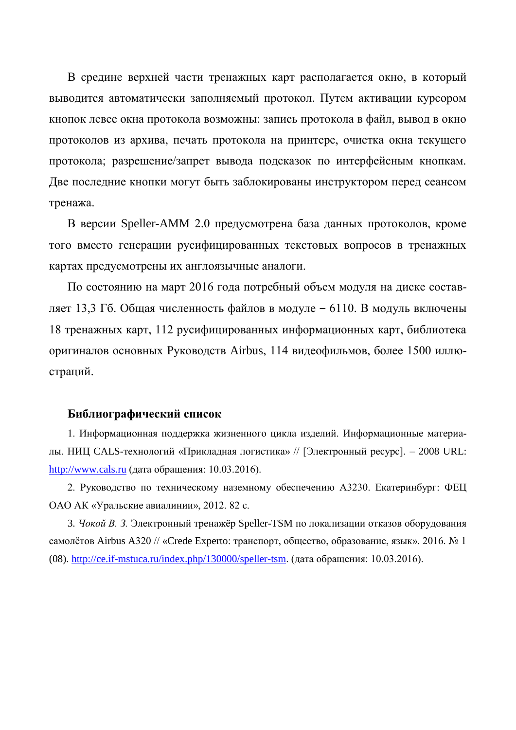В средине верхней части тренажных карт располагается окно, в который выводится автоматически заполняемый протокол. Путем активации курсором кнопок левее окна протокола возможны: запись протокола в файл, вывод в окно протоколов из архива, печать протокола на принтере, очистка окна текущего протокола; разрешение/запрет вывода подсказок по интерфейсным кнопкам. Две последние кнопки могут быть заблокированы инструктором перед сеансом тренажа.

В версии Speller-AMM 2.0 предусмотрена база данных протоколов, кроме того вместо генерации русифицированных текстовых вопросов в тренажных картах предусмотрены их англоязычные аналоги.

По состоянию на март 2016 года потребный объем модуля на диске составляет 13,3 Гб. Общая численность файлов в модуле – 6110. В модуль включены 18 тренажных карт, 112 русифицированных информационных карт, библиотека оригиналов основных Руководств Airbus, 114 видеофильмов, более 1500 иллюстраций.

### Библиографический список

1. Информационная поддержка жизненного цикла изделий. Информационные материалы. НИЦ CALS-технологий «Прикладная логистика» // [Электронный ресурс]. – 2008 URL: http://www.cals.ru (дата обращения: 10.03.2016).

2. Руководство по техническому наземному обеспечению А3230. Екатеринбург: ФЕЦ ОАО АК «Уральские авиалинии», 2012. 82 с.

3. *Чокой В. З.* Электронный тренажёр Speller-TSM по локализации отказов оборудования самолётов Airbus A320 // «Crede Experto: транспорт, общество, образование, язык». 2016. № 1 (08). http://ce.if-mstuca.ru/index.php/130000/speller-tsm. (дата обращения: 10.03.2016).